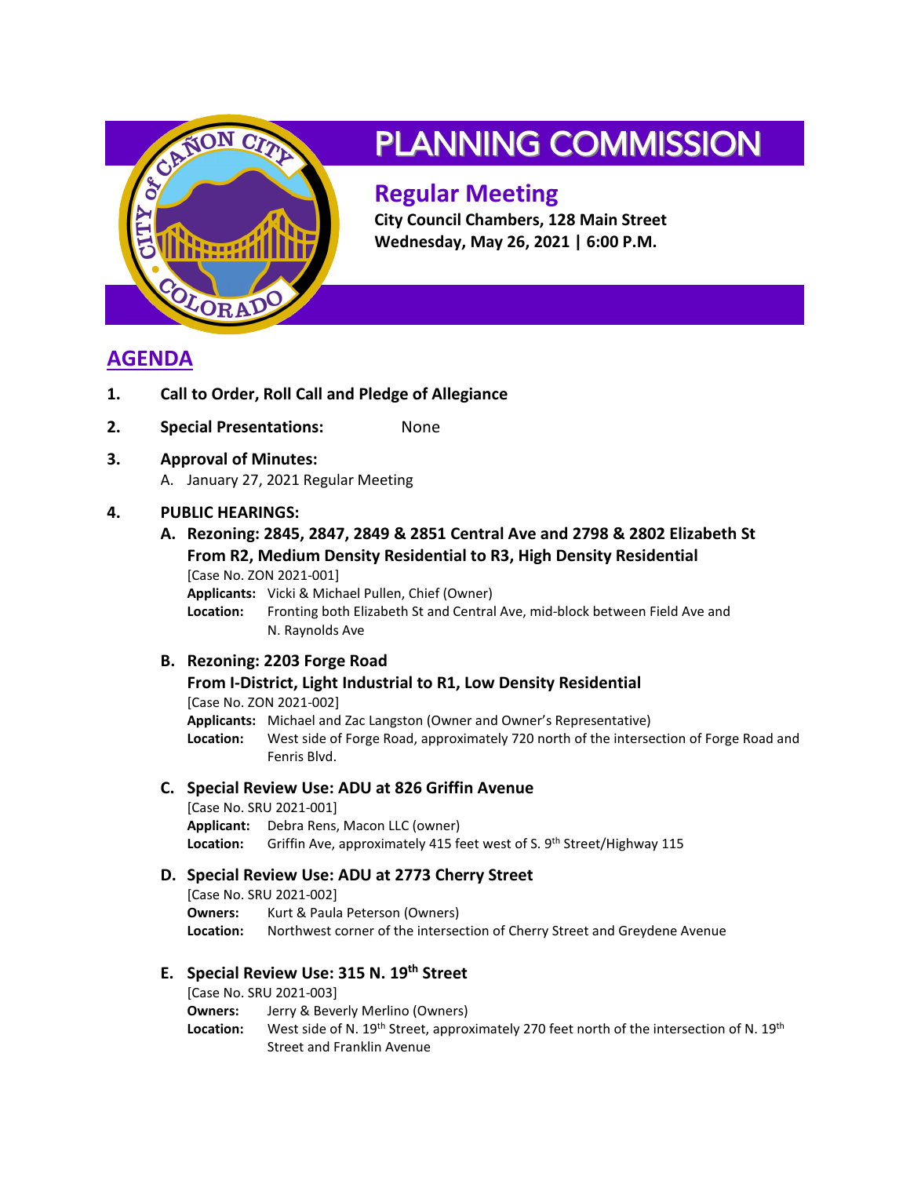# PLANNING COMMISSION

## Regular Meeting

**City Council Chambers, 128 Main Street**
**Wednesday, May 26, 2021 | 6:00 P.M.**

## AGENDA

1. **Call to Order, Roll Call and Pledge of Allegiance**

2. **Special Presentations:** None

3. **Approval of Minutes:**
   A. January 27, 2021 Regular Meeting

4. **PUBLIC HEARINGS:**

   **A. Rezoning: 2845, 2847, 2849 & 2851 Central Ave and 2798 & 2802 Elizabeth St From R2, Medium Density Residential to R3, High Density Residential**
   [Case No. ZON 2021-001]
   **Applicants:** Vicki & Michael Pullen, Chief (Owner)
   **Location:** Fronting both Elizabeth St and Central Ave, mid-block between Field Ave and N. Raynolds Ave

   **B. Rezoning: 2203 Forge Road From I-District, Light Industrial to R1, Low Density Residential**
   [Case No. ZON 2021-002]
   **Applicants:** Michael and Zac Langston (Owner and Owner's Representative)
   **Location:** West side of Forge Road, approximately 720 north of the intersection of Forge Road and Fenris Blvd.

   **C. Special Review Use: ADU at 826 Griffin Avenue**
   [Case No. SRU 2021-001]
   **Applicant:** Debra Rens, Macon LLC (owner)
   **Location:** Griffin Ave, approximately 415 feet west of S. 9th Street/Highway 115

   **D. Special Review Use: ADU at 2773 Cherry Street**
   [Case No. SRU 2021-002]
   **Owners:** Kurt & Paula Peterson (Owners)
   **Location:** Northwest corner of the intersection of Cherry Street and Greydene Avenue

   **E. Special Review Use: 315 N. 19th Street**
   [Case No. SRU 2021-003]
   **Owners:** Jerry & Beverly Merlino (Owners)
   **Location:** West side of N. 19th Street, approximately 270 feet north of the intersection of N. 19th Street and Franklin Avenue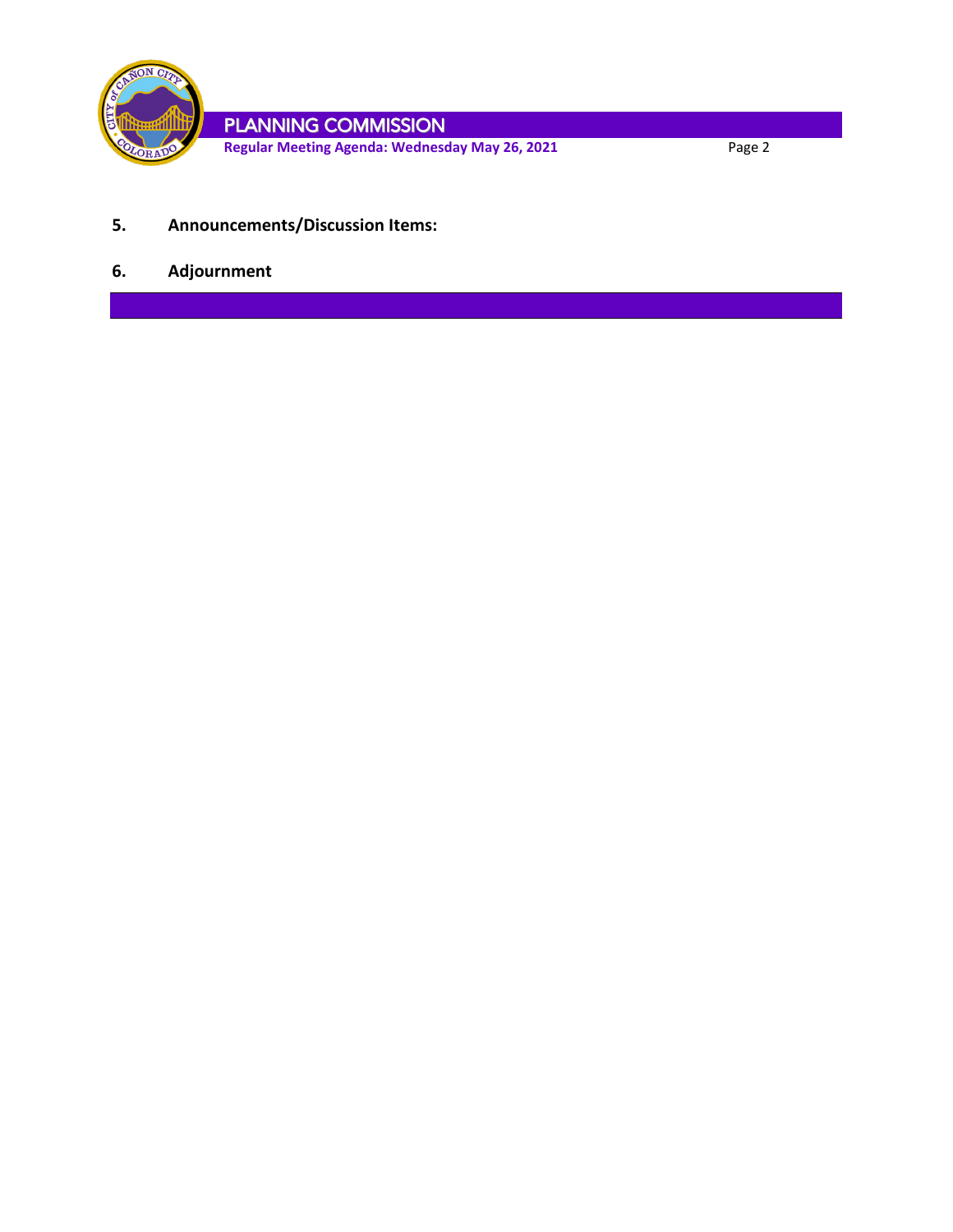5. **Announcements/Discussion Items:**

6. **Adjournment**